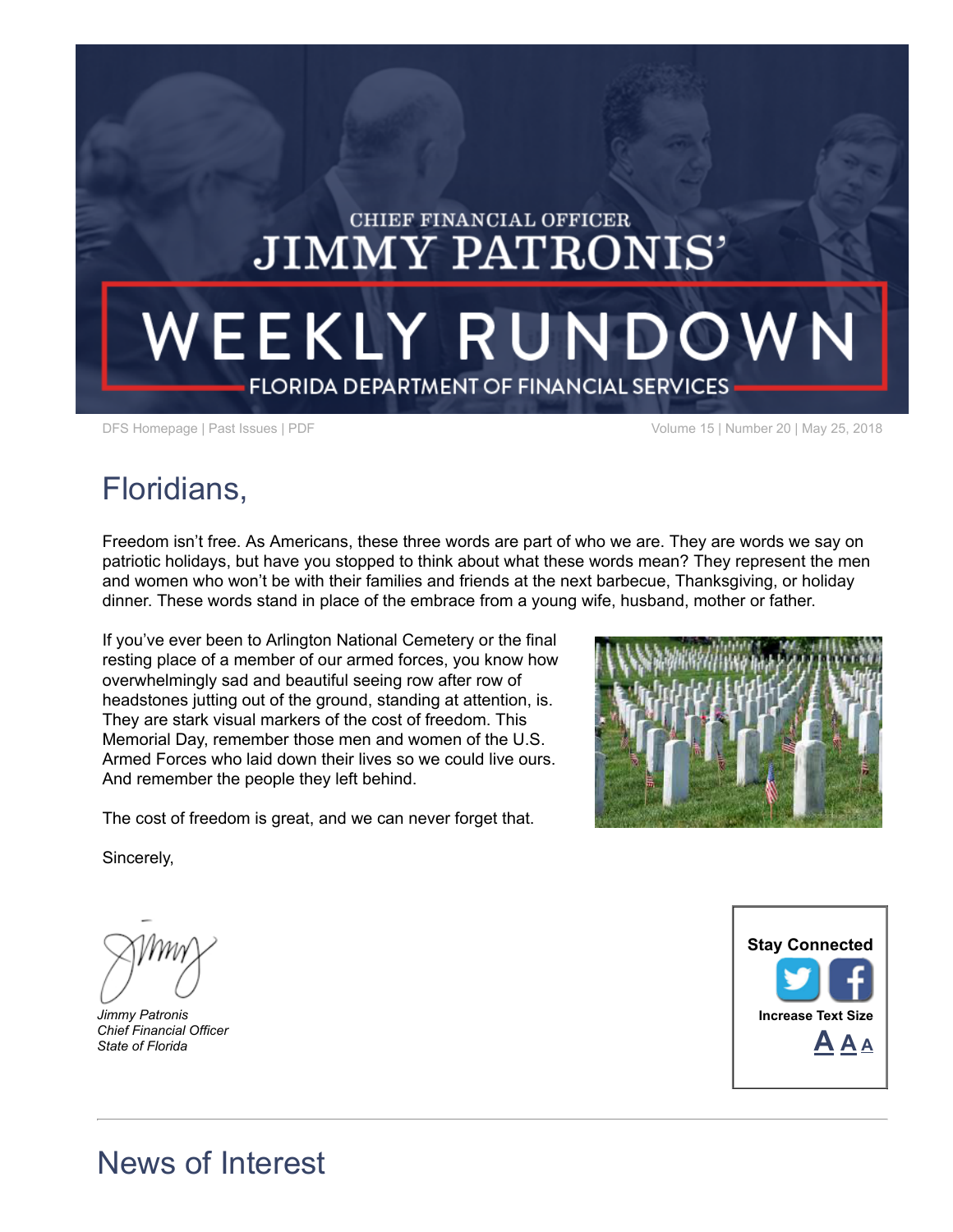CHIEF FINANCIAL OFFICER

# JIMMY PATRONIS' WEEKLY RUNDOWN

FLORIDA DEPARTMENT OF FINANCIAL SERVICES

DFS Homepage | Past Issues | PDF

Volume 15 | Number 20 | May 25, 2018

## Floridians,

Freedom isn't free. As Americans, these three words are part of who we are. They are words we say on patriotic holidays, but have you stopped to think about what these words mean? They represent the men and women who won't be with their families and friends at the next barbecue, Thanksgiving, or holiday dinner. These words stand in place of the embrace from a young wife, husband, mother or father.

If you've ever been to Arlington National Cemetery or the final resting place of a member of our armed forces, you know how overwhelmingly sad and beautiful seeing row after row of headstones jutting out of the ground, standing at attention, is. They are stark visual markers of the cost of freedom. This Memorial Day, remember those men and women of the U.S. Armed Forces who laid down their lives so we could live ours. And remember the people they left behind.

The cost of freedom is great, and we can never forget that.

Sincerely,

*Jimmy Patronis*
*Chief Financial Officer*
*State of Florida*

**Stay Connected**

**Increase Text Size**

A A A

## News of Interest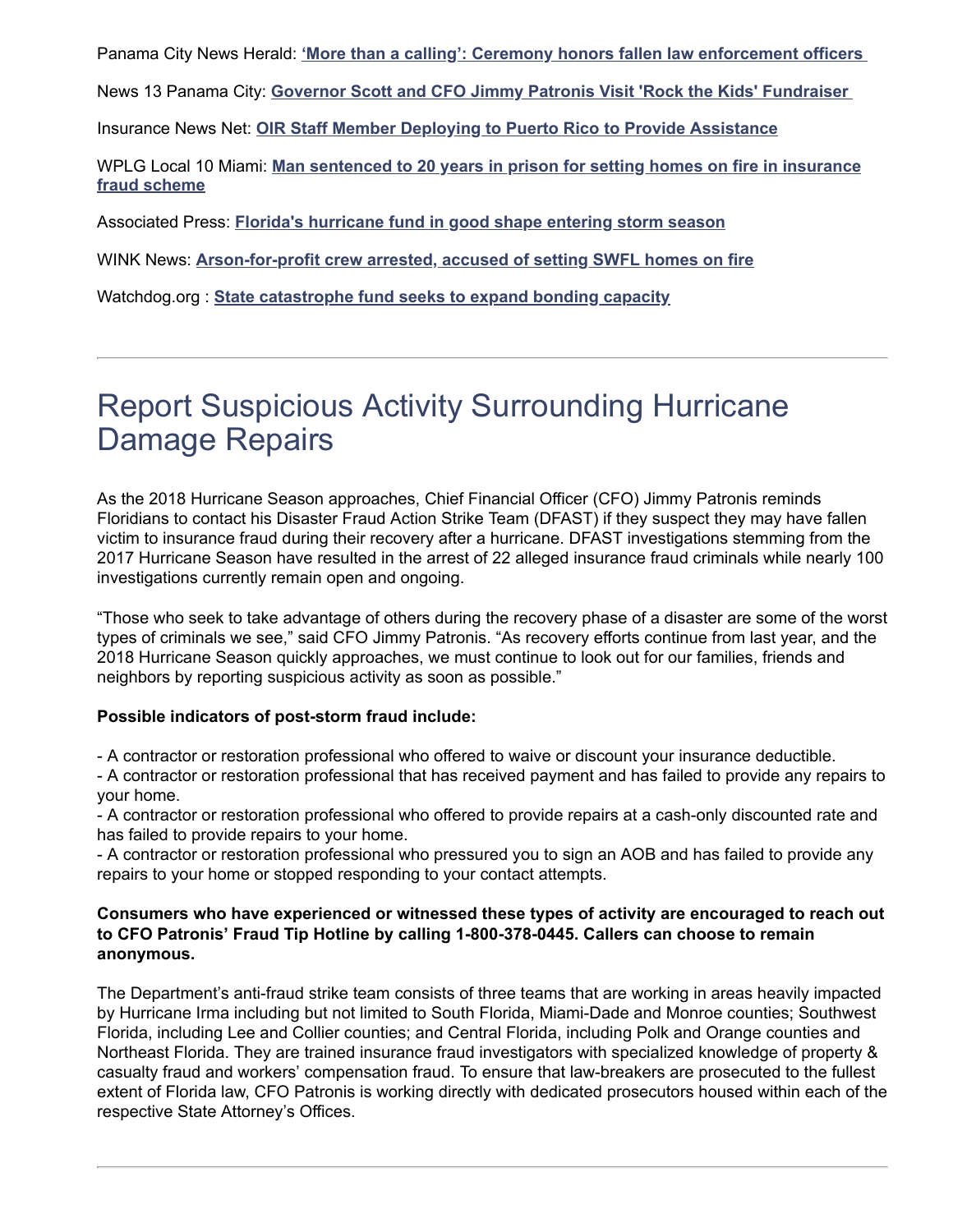Panama City News Herald: **‘More than a calling’: Ceremony honors fallen law enforcement officers**

News 13 Panama City: **Governor Scott and CFO Jimmy Patronis Visit 'Rock the Kids' Fundraiser**

Insurance News Net: **OIR Staff Member Deploying to Puerto Rico to Provide Assistance**

WPLG Local 10 Miami: **Man sentenced to 20 years in prison for setting homes on fire in insurance fraud scheme**

Associated Press: **Florida's hurricane fund in good shape entering storm season**

WINK News: **Arson-for-profit crew arrested, accused of setting SWFL homes on fire**

Watchdog.org : **State catastrophe fund seeks to expand bonding capacity**

---

# Report Suspicious Activity Surrounding Hurricane Damage Repairs

As the 2018 Hurricane Season approaches, Chief Financial Officer (CFO) Jimmy Patronis reminds Floridians to contact his Disaster Fraud Action Strike Team (DFAST) if they suspect they may have fallen victim to insurance fraud during their recovery after a hurricane. DFAST investigations stemming from the 2017 Hurricane Season have resulted in the arrest of 22 alleged insurance fraud criminals while nearly 100 investigations currently remain open and ongoing.

“Those who seek to take advantage of others during the recovery phase of a disaster are some of the worst types of criminals we see,” said CFO Jimmy Patronis. “As recovery efforts continue from last year, and the 2018 Hurricane Season quickly approaches, we must continue to look out for our families, friends and neighbors by reporting suspicious activity as soon as possible.”

**Possible indicators of post-storm fraud include:**

- A contractor or restoration professional who offered to waive or discount your insurance deductible.
- A contractor or restoration professional that has received payment and has failed to provide any repairs to your home.
- A contractor or restoration professional who offered to provide repairs at a cash-only discounted rate and has failed to provide repairs to your home.
- A contractor or restoration professional who pressured you to sign an AOB and has failed to provide any repairs to your home or stopped responding to your contact attempts.

**Consumers who have experienced or witnessed these types of activity are encouraged to reach out to CFO Patronis’ Fraud Tip Hotline by calling 1-800-378-0445. Callers can choose to remain anonymous.**

The Department’s anti-fraud strike team consists of three teams that are working in areas heavily impacted by Hurricane Irma including but not limited to South Florida, Miami-Dade and Monroe counties; Southwest Florida, including Lee and Collier counties; and Central Florida, including Polk and Orange counties and Northeast Florida. They are trained insurance fraud investigators with specialized knowledge of property & casualty fraud and workers’ compensation fraud. To ensure that law-breakers are prosecuted to the fullest extent of Florida law, CFO Patronis is working directly with dedicated prosecutors housed within each of the respective State Attorney’s Offices.

---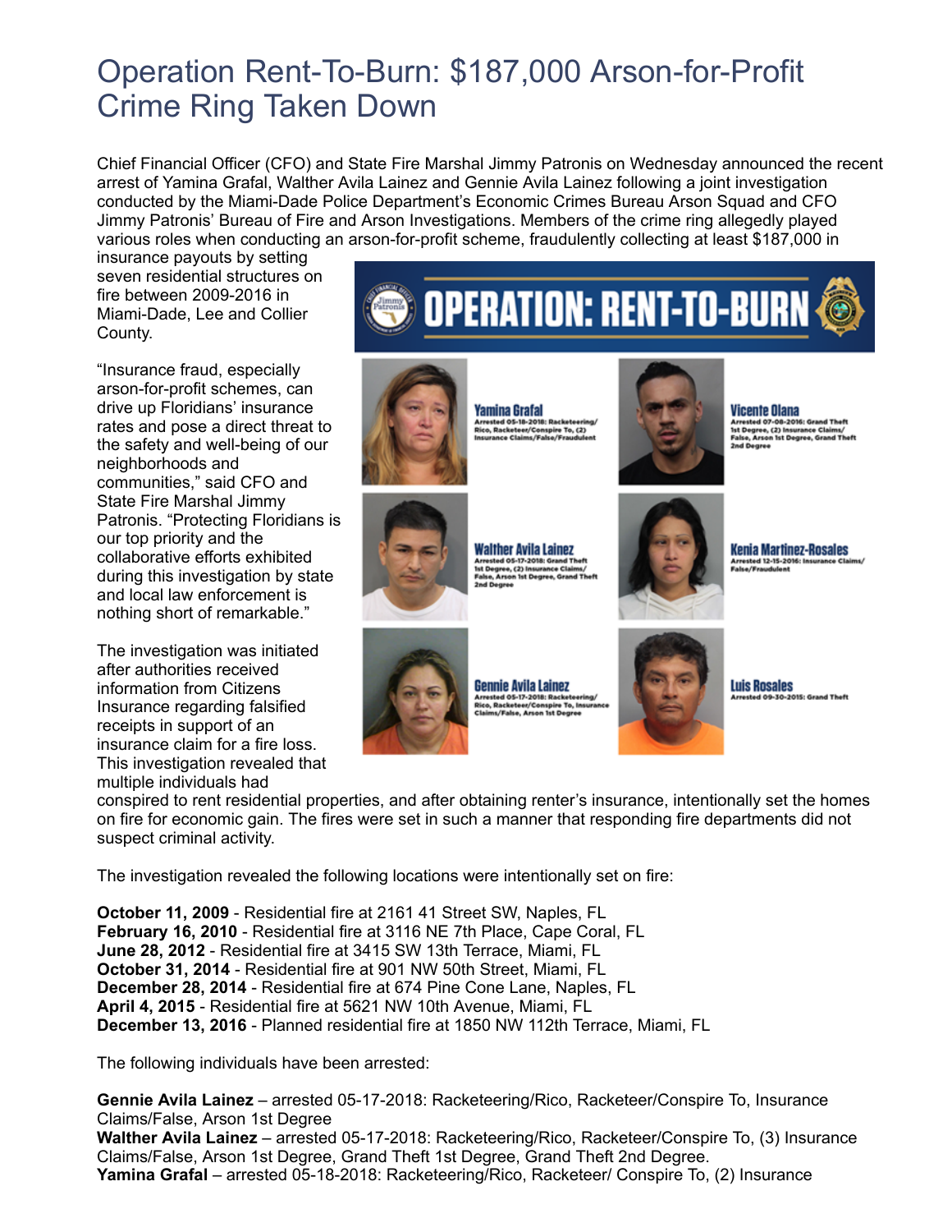# Operation Rent-To-Burn: $187,000 Arson-for-Profit Crime Ring Taken Down

Chief Financial Officer (CFO) and State Fire Marshal Jimmy Patronis on Wednesday announced the recent arrest of Yamina Grafal, Walther Avila Lainez and Gennie Avila Lainez following a joint investigation conducted by the Miami-Dade Police Department's Economic Crimes Bureau Arson Squad and CFO Jimmy Patronis' Bureau of Fire and Arson Investigations. Members of the crime ring allegedly played various roles when conducting an arson-for-profit scheme, fraudulently collecting at least $187,000 in insurance payouts by setting seven residential structures on fire between 2009-2016 in Miami-Dade, Lee and Collier County.

"Insurance fraud, especially arson-for-profit schemes, can drive up Floridians' insurance rates and pose a direct threat to the safety and well-being of our neighborhoods and communities," said CFO and State Fire Marshal Jimmy Patronis. "Protecting Floridians is our top priority and the collaborative efforts exhibited during this investigation by state and local law enforcement is nothing short of remarkable."

The investigation was initiated after authorities received information from Citizens Insurance regarding falsified receipts in support of an insurance claim for a fire loss. This investigation revealed that multiple individuals had conspired to rent residential properties, and after obtaining renter's insurance, intentionally set the homes on fire for economic gain. The fires were set in such a manner that responding fire departments did not suspect criminal activity.

The investigation revealed the following locations were intentionally set on fire:

**October 11, 2009** - Residential fire at 2161 41 Street SW, Naples, FL
**February 16, 2010** - Residential fire at 3116 NE 7th Place, Cape Coral, FL
**June 28, 2012** - Residential fire at 3415 SW 13th Terrace, Miami, FL
**October 31, 2014** - Residential fire at 901 NW 50th Street, Miami, FL
**December 28, 2014** - Residential fire at 674 Pine Cone Lane, Naples, FL
**April 4, 2015** - Residential fire at 5621 NW 10th Avenue, Miami, FL
**December 13, 2016** - Planned residential fire at 1850 NW 112th Terrace, Miami, FL

The following individuals have been arrested:

**Gennie Avila Lainez** – arrested 05-17-2018: Racketeering/Rico, Racketeer/Conspire To, Insurance Claims/False, Arson 1st Degree
**Walther Avila Lainez** – arrested 05-17-2018: Racketeering/Rico, Racketeer/Conspire To, (3) Insurance Claims/False, Arson 1st Degree, Grand Theft 1st Degree, Grand Theft 2nd Degree.
**Yamina Grafal** – arrested 05-18-2018: Racketeering/Rico, Racketeer/ Conspire To, (2) Insurance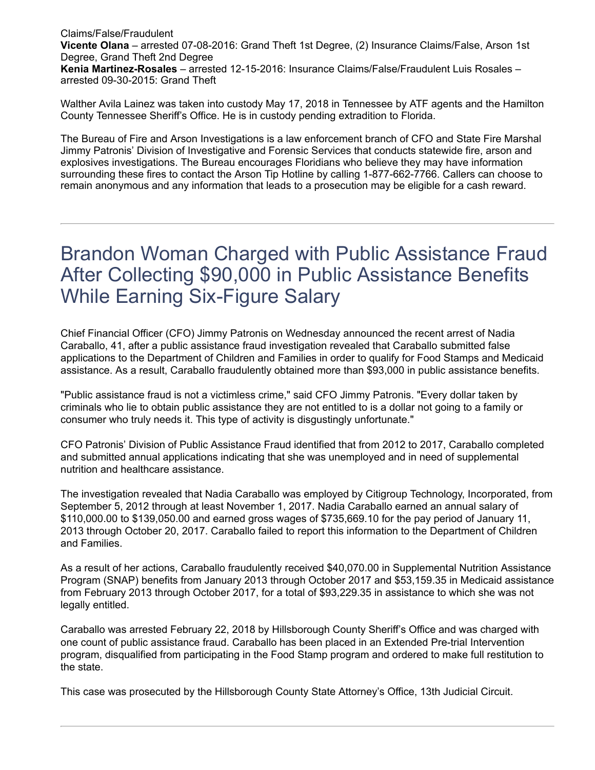Claims/False/Fraudulent
**Vicente Olana** – arrested 07-08-2016: Grand Theft 1st Degree, (2) Insurance Claims/False, Arson 1st Degree, Grand Theft 2nd Degree
**Kenia Martinez-Rosales** – arrested 12-15-2016: Insurance Claims/False/Fraudulent Luis Rosales – arrested 09-30-2015: Grand Theft

Walther Avila Lainez was taken into custody May 17, 2018 in Tennessee by ATF agents and the Hamilton County Tennessee Sheriff's Office. He is in custody pending extradition to Florida.

The Bureau of Fire and Arson Investigations is a law enforcement branch of CFO and State Fire Marshal Jimmy Patronis' Division of Investigative and Forensic Services that conducts statewide fire, arson and explosives investigations. The Bureau encourages Floridians who believe they may have information surrounding these fires to contact the Arson Tip Hotline by calling 1-877-662-7766. Callers can choose to remain anonymous and any information that leads to a prosecution may be eligible for a cash reward.

---

# Brandon Woman Charged with Public Assistance Fraud After Collecting $90,000 in Public Assistance Benefits While Earning Six-Figure Salary

Chief Financial Officer (CFO) Jimmy Patronis on Wednesday announced the recent arrest of Nadia Caraballo, 41, after a public assistance fraud investigation revealed that Caraballo submitted false applications to the Department of Children and Families in order to qualify for Food Stamps and Medicaid assistance. As a result, Caraballo fraudulently obtained more than $93,000 in public assistance benefits.

"Public assistance fraud is not a victimless crime," said CFO Jimmy Patronis. "Every dollar taken by criminals who lie to obtain public assistance they are not entitled to is a dollar not going to a family or consumer who truly needs it. This type of activity is disgustingly unfortunate."

CFO Patronis' Division of Public Assistance Fraud identified that from 2012 to 2017, Caraballo completed and submitted annual applications indicating that she was unemployed and in need of supplemental nutrition and healthcare assistance.

The investigation revealed that Nadia Caraballo was employed by Citigroup Technology, Incorporated, from September 5, 2012 through at least November 1, 2017. Nadia Caraballo earned an annual salary of $110,000.00 to $139,050.00 and earned gross wages of $735,669.10 for the pay period of January 11, 2013 through October 20, 2017. Caraballo failed to report this information to the Department of Children and Families.

As a result of her actions, Caraballo fraudulently received $40,070.00 in Supplemental Nutrition Assistance Program (SNAP) benefits from January 2013 through October 2017 and $53,159.35 in Medicaid assistance from February 2013 through October 2017, for a total of $93,229.35 in assistance to which she was not legally entitled.

Caraballo was arrested February 22, 2018 by Hillsborough County Sheriff's Office and was charged with one count of public assistance fraud. Caraballo has been placed in an Extended Pre-trial Intervention program, disqualified from participating in the Food Stamp program and ordered to make full restitution to the state.

This case was prosecuted by the Hillsborough County State Attorney's Office, 13th Judicial Circuit.

---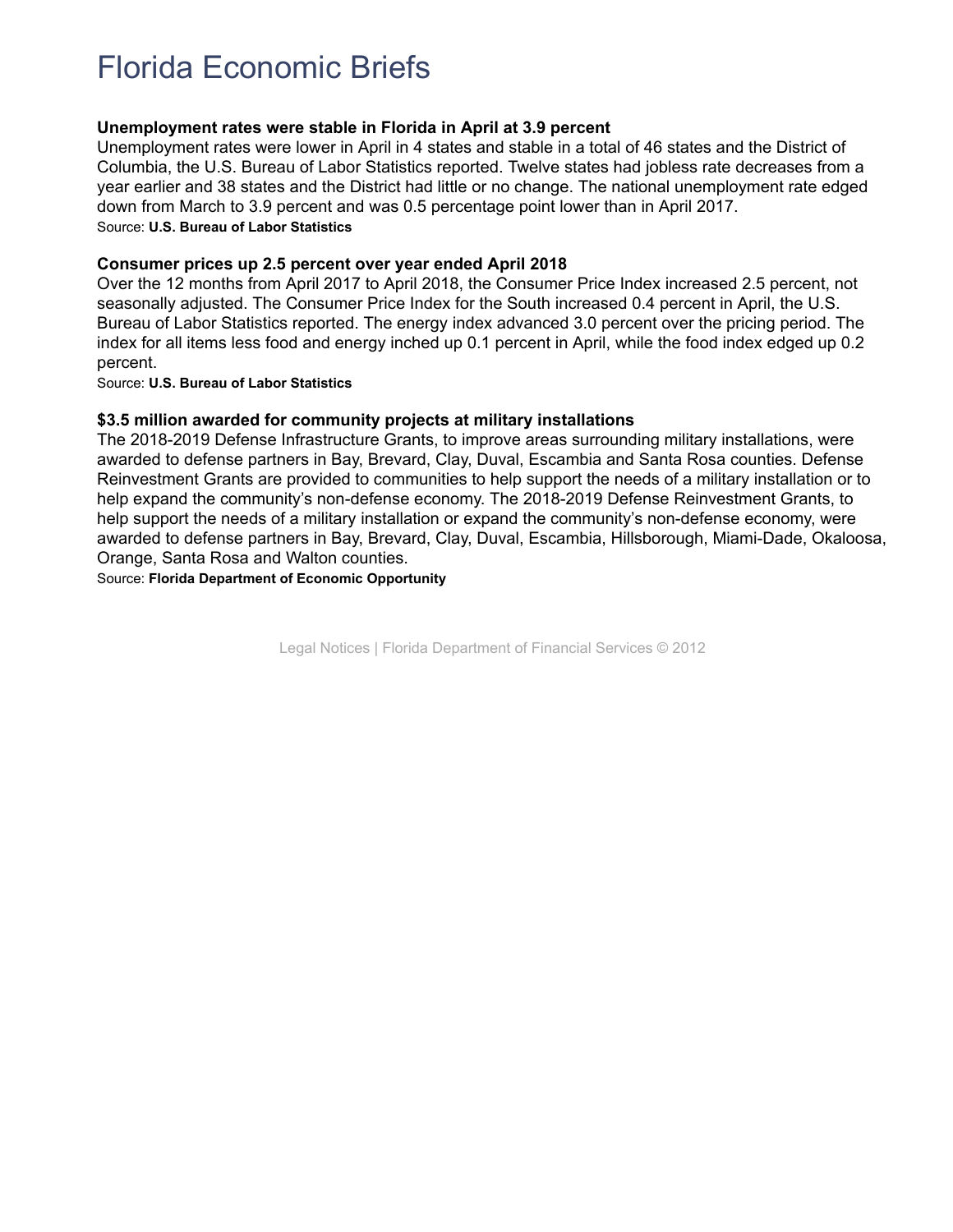# Florida Economic Briefs

**Unemployment rates were stable in Florida in April at 3.9 percent**

Unemployment rates were lower in April in 4 states and stable in a total of 46 states and the District of Columbia, the U.S. Bureau of Labor Statistics reported. Twelve states had jobless rate decreases from a year earlier and 38 states and the District had little or no change. The national unemployment rate edged down from March to 3.9 percent and was 0.5 percentage point lower than in April 2017.

Source: **U.S. Bureau of Labor Statistics**

**Consumer prices up 2.5 percent over year ended April 2018**

Over the 12 months from April 2017 to April 2018, the Consumer Price Index increased 2.5 percent, not seasonally adjusted. The Consumer Price Index for the South increased 0.4 percent in April, the U.S. Bureau of Labor Statistics reported. The energy index advanced 3.0 percent over the pricing period. The index for all items less food and energy inched up 0.1 percent in April, while the food index edged up 0.2 percent.

Source: **U.S. Bureau of Labor Statistics**

**$3.5 million awarded for community projects at military installations**

The 2018-2019 Defense Infrastructure Grants, to improve areas surrounding military installations, were awarded to defense partners in Bay, Brevard, Clay, Duval, Escambia and Santa Rosa counties. Defense Reinvestment Grants are provided to communities to help support the needs of a military installation or to help expand the community's non-defense economy. The 2018-2019 Defense Reinvestment Grants, to help support the needs of a military installation or expand the community's non-defense economy, were awarded to defense partners in Bay, Brevard, Clay, Duval, Escambia, Hillsborough, Miami-Dade, Okaloosa, Orange, Santa Rosa and Walton counties.

Source: **Florida Department of Economic Opportunity**

Legal Notices | Florida Department of Financial Services © 2012